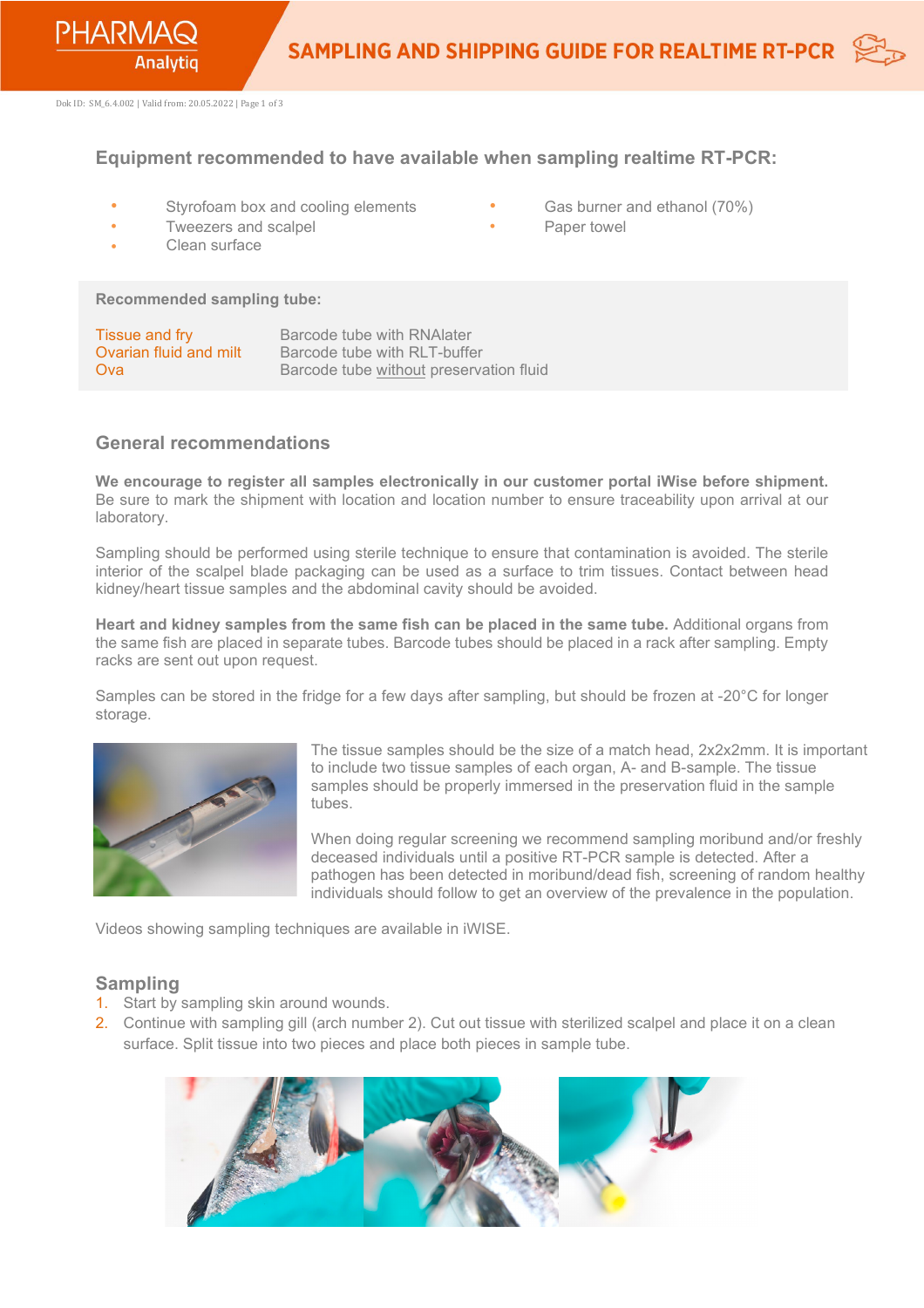# SAMPLING AND SHIPPING GUIDE FOR REALTIME RT-PCR

## Equipment recommended to have available when sampling realtime RT-PCR:

- Styrofoam box and cooling elements
- Tweezers and scalpel
- Clean surface
- Gas burner and ethanol (70%)
- Paper towel

**Recommended sampling tube:**

| | |
|---|---|
| Tissue and fry | Barcode tube with RNAlater |
| Ovarian fluid and milt | Barcode tube with RLT-buffer |
| Ova | Barcode tube <u>without</u> preservation fluid |

## General recommendations

**We encourage to register all samples electronically in our customer portal iWise before shipment.** Be sure to mark the shipment with location and location number to ensure traceability upon arrival at our laboratory.

Sampling should be performed using sterile technique to ensure that contamination is avoided. The sterile interior of the scalpel blade packaging can be used as a surface to trim tissues. Contact between head kidney/heart tissue samples and the abdominal cavity should be avoided.

**Heart and kidney samples from the same fish can be placed in the same tube.** Additional organs from the same fish are placed in separate tubes. Barcode tubes should be placed in a rack after sampling. Empty racks are sent out upon request.

Samples can be stored in the fridge for a few days after sampling, but should be frozen at -20°C for longer storage.

The tissue samples should be the size of a match head, 2x2x2mm. It is important to include two tissue samples of each organ, A- and B-sample. The tissue samples should be properly immersed in the preservation fluid in the sample tubes.

When doing regular screening we recommend sampling moribund and/or freshly deceased individuals until a positive RT-PCR sample is detected. After a pathogen has been detected in moribund/dead fish, screening of random healthy individuals should follow to get an overview of the prevalence in the population.

Videos showing sampling techniques are available in iWISE.

## Sampling

1. Start by sampling skin around wounds.
2. Continue with sampling gill (arch number 2). Cut out tissue with sterilized scalpel and place it on a clean surface. Split tissue into two pieces and place both pieces in sample tube.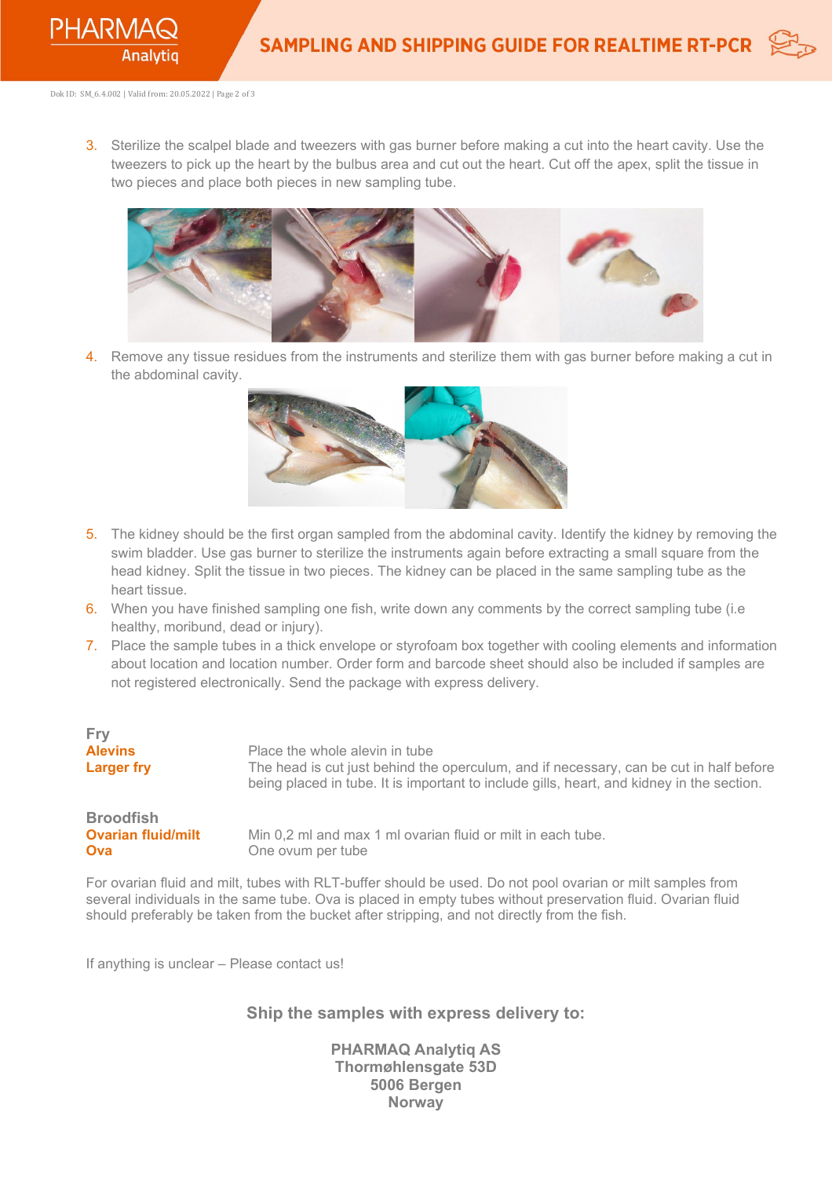3. Sterilize the scalpel blade and tweezers with gas burner before making a cut into the heart cavity. Use the tweezers to pick up the heart by the bulbus area and cut out the heart. Cut off the apex, split the tissue in two pieces and place both pieces in new sampling tube.

4. Remove any tissue residues from the instruments and sterilize them with gas burner before making a cut in the abdominal cavity.

5. The kidney should be the first organ sampled from the abdominal cavity. Identify the kidney by removing the swim bladder. Use gas burner to sterilize the instruments again before extracting a small square from the head kidney. Split the tissue in two pieces. The kidney can be placed in the same sampling tube as the heart tissue.
6. When you have finished sampling one fish, write down any comments by the correct sampling tube (i.e healthy, moribund, dead or injury).
7. Place the sample tubes in a thick envelope or styrofoam box together with cooling elements and information about location and location number. Order form and barcode sheet should also be included if samples are not registered electronically. Send the package with express delivery.

**Fry**

| | |
|---|---|
| **Alevins** | Place the whole alevin in tube |
| **Larger fry** | The head is cut just behind the operculum, and if necessary, can be cut in half before being placed in tube. It is important to include gills, heart, and kidney in the section. |

**Broodfish**

| | |
|---|---|
| **Ovarian fluid/milt** | Min 0,2 ml and max 1 ml ovarian fluid or milt in each tube. |
| **Ova** | One ovum per tube |

For ovarian fluid and milt, tubes with RLT-buffer should be used. Do not pool ovarian or milt samples from several individuals in the same tube. Ova is placed in empty tubes without preservation fluid. Ovarian fluid should preferably be taken from the bucket after stripping, and not directly from the fish.

If anything is unclear – Please contact us!

**Ship the samples with express delivery to:**

**PHARMAQ Analytiq AS**
**Thormøhlensgate 53D**
**5006 Bergen**
**Norway**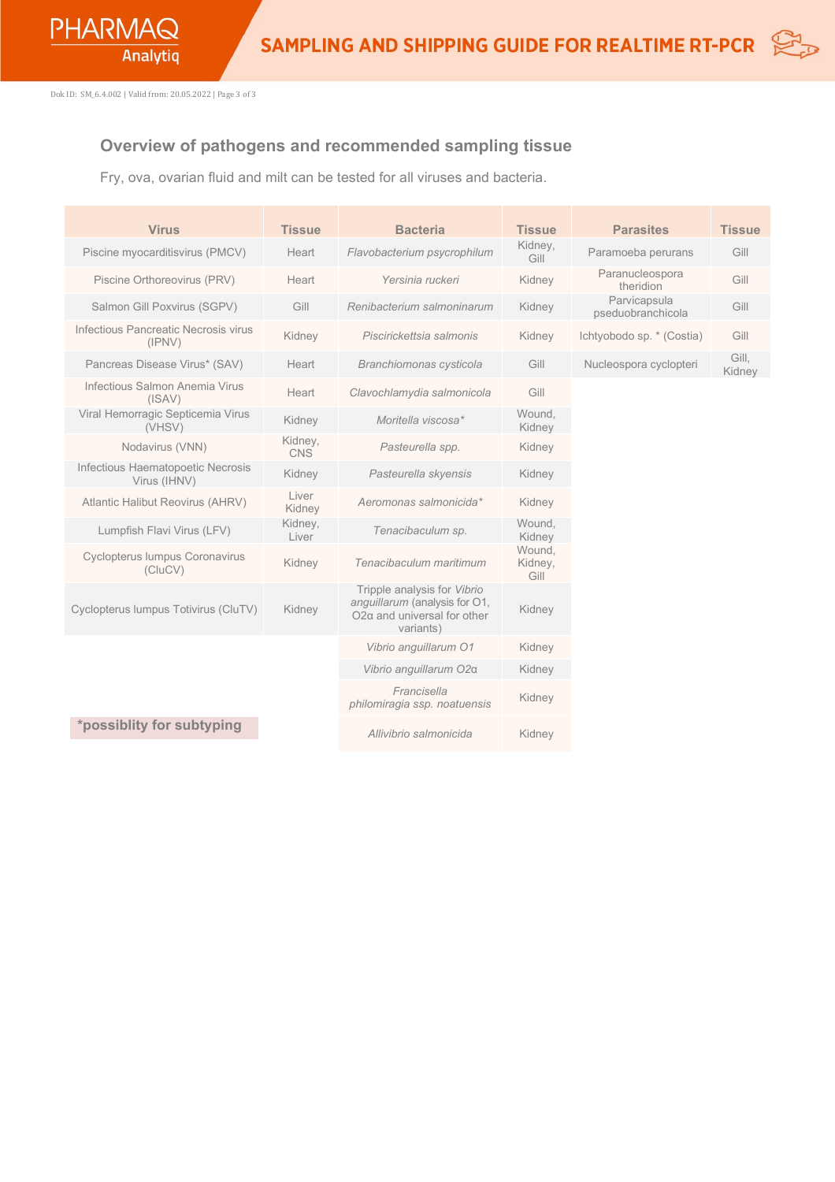## Overview of pathogens and recommended sampling tissue

Fry, ova, ovarian fluid and milt can be tested for all viruses and bacteria.

| Virus | Tissue | Bacteria | Tissue | Parasites | Tissue |
|---|---|---|---|---|---|
| Piscine myocarditisvirus (PMCV) | Heart | *Flavobacterium psycrophilum* | Kidney, Gill | Paramoeba perurans | Gill |
| Piscine Orthoreovirus (PRV) | Heart | *Yersinia ruckeri* | Kidney | Paranucleospora theridion | Gill |
| Salmon Gill Poxvirus (SGPV) | Gill | *Renibacterium salmoninarum* | Kidney | Parvicapsula pseduobranchicola | Gill |
| Infectious Pancreatic Necrosis virus (IPNV) | Kidney | *Piscirickettsia salmonis* | Kidney | Ichtyobodo sp. * (Costia) | Gill |
| Pancreas Disease Virus* (SAV) | Heart | *Branchiomonas cysticola* | Gill | Nucleospora cyclopteri | Gill, Kidney |
| Infectious Salmon Anemia Virus (ISAV) | Heart | *Clavochlamydia salmonicola* | Gill | | |
| Viral Hemorragic Septicemia Virus (VHSV) | Kidney | *Moritella viscosa** | Wound, Kidney | | |
| Nodavirus (VNN) | Kidney, CNS | *Pasteurella spp.* | Kidney | | |
| Infectious Haematopoetic Necrosis Virus (IHNV) | Kidney | *Pasteurella skyensis* | Kidney | | |
| Atlantic Halibut Reovirus (AHRV) | Liver Kidney | *Aeromonas salmonicida** | Kidney | | |
| Lumpfish Flavi Virus (LFV) | Kidney, Liver | *Tenacibaculum sp.* | Wound, Kidney | | |
| Cyclopterus lumpus Coronavirus (CluCV) | Kidney | *Tenacibaculum maritimum* | Wound, Kidney, Gill | | |
| Cyclopterus lumpus Totivirus (CluTV) | Kidney | Tripple analysis for *Vibrio anguillarum* (analysis for O1, O2α and universal for other variants) | Kidney | | |
| | | *Vibrio anguillarum O1* | Kidney | | |
| | | *Vibrio anguillarum O2α* | Kidney | | |
| | | *Francisella philomiragia ssp. noatuensis* | Kidney | | |
| | | *Allivibrio salmonicida* | Kidney | | |

**\*possiblity for subtyping**